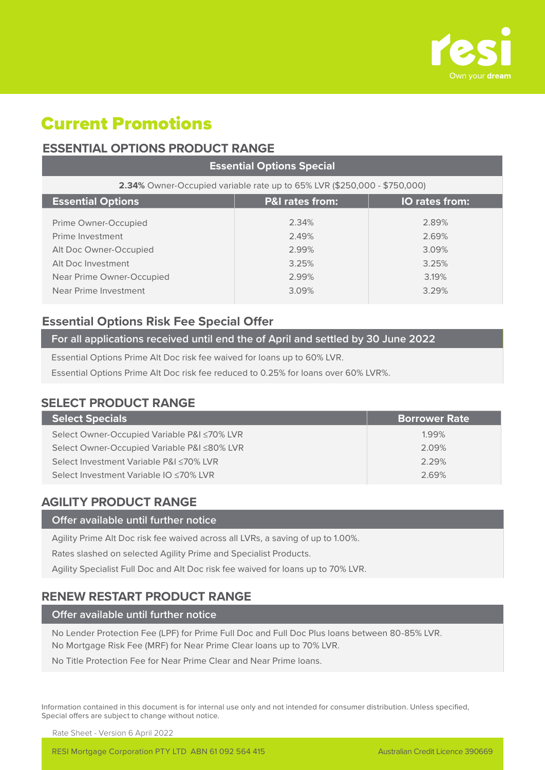resi
Own your **dream**

# Current Promotions

## ESSENTIAL OPTIONS PRODUCT RANGE

| Essential Options Special | | |
|---|---|---|
| **2.34%** Owner-Occupied variable rate up to 65% LVR ($250,000 - $750,000) | | |
| **Essential Options** | **P&I rates from:** | **IO rates from:** |
| Prime Owner-Occupied | 2.34% | 2.89% |
| Prime Investment | 2.49% | 2.69% |
| Alt Doc Owner-Occupied | 2.99% | 3.09% |
| Alt Doc Investment | 3.25% | 3.25% |
| Near Prime Owner-Occupied | 2.99% | 3.19% |
| Near Prime Investment | 3.09% | 3.29% |

### Essential Options Risk Fee Special Offer

**For all applications received until end the of April and settled by 30 June 2022**

Essential Options Prime Alt Doc risk fee waived for loans up to 60% LVR.

Essential Options Prime Alt Doc risk fee reduced to 0.25% for loans over 60% LVR%.

## SELECT PRODUCT RANGE

| Select Specials | Borrower Rate |
|---|---|
| Select Owner-Occupied Variable P&I ≤70% LVR | 1.99% |
| Select Owner-Occupied Variable P&I ≤80% LVR | 2.09% |
| Select Investment Variable P&I ≤70% LVR | 2.29% |
| Select Investment Variable IO ≤70% LVR | 2.69% |

## AGILITY PRODUCT RANGE

**Offer available until further notice**

Agility Prime Alt Doc risk fee waived across all LVRs, a saving of up to 1.00%.

Rates slashed on selected Agility Prime and Specialist Products.

Agility Specialist Full Doc and Alt Doc risk fee waived for loans up to 70% LVR.

## RENEW RESTART PRODUCT RANGE

**Offer available until further notice**

No Lender Protection Fee (LPF) for Prime Full Doc and Full Doc Plus loans between 80-85% LVR.

No Mortgage Risk Fee (MRF) for Near Prime Clear loans up to 70% LVR.

No Title Protection Fee for Near Prime Clear and Near Prime loans.

Information contained in this document is for internal use only and not intended for consumer distribution. Unless specified, Special offers are subject to change without notice.

Rate Sheet - Version 6 April 2022

RESI Mortgage Corporation PTY LTD ABN 61 092 564 415 Australian Credit Licence 390669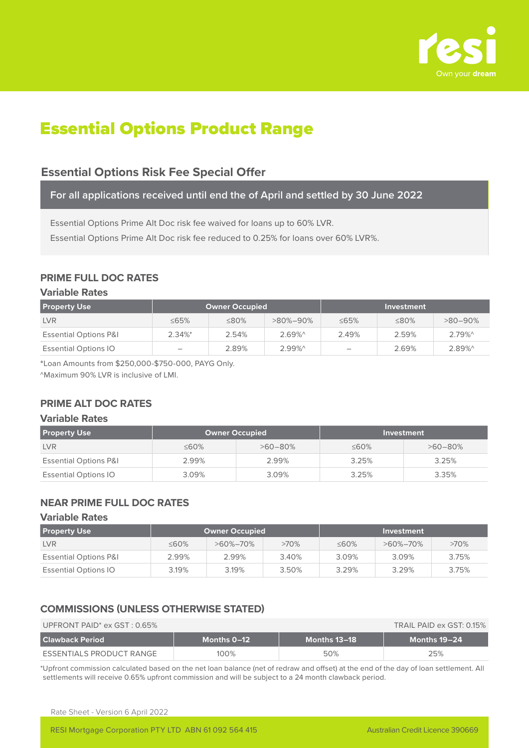# Essential Options Product Range

## Essential Options Risk Fee Special Offer

**For all applications received until end the of April and settled by 30 June 2022**

Essential Options Prime Alt Doc risk fee waived for loans up to 60% LVR.

Essential Options Prime Alt Doc risk fee reduced to 0.25% for loans over 60% LVR%.

### PRIME FULL DOC RATES

#### Variable Rates

| Property Use | Owner Occupied | | | Investment | | |
|---|---|---|---|---|---|---|
| LVR | ≤65% | ≤80% | >80%–90% | ≤65% | ≤80% | >80–90% |
| Essential Options P&I | 2.34%* | 2.54% | 2.69%^ | 2.49% | 2.59% | 2.79%^ |
| Essential Options IO | – | 2.89% | 2.99%^ | – | 2.69% | 2.89%^ |

*Loan Amounts from $250,000-$750-000, PAYG Only.

^Maximum 90% LVR is inclusive of LMI.

### PRIME ALT DOC RATES

#### Variable Rates

| Property Use | Owner Occupied | | Investment | |
|---|---|---|---|---|
| LVR | ≤60% | >60–80% | ≤60% | >60–80% |
| Essential Options P&I | 2.99% | 2.99% | 3.25% | 3.25% |
| Essential Options IO | 3.09% | 3.09% | 3.25% | 3.35% |

### NEAR PRIME FULL DOC RATES

#### Variable Rates

| Property Use | Owner Occupied | | | Investment | | |
|---|---|---|---|---|---|---|
| LVR | ≤60% | >60%–70% | >70% | ≤60% | >60%–70% | >70% |
| Essential Options P&I | 2.99% | 2.99% | 3.40% | 3.09% | 3.09% | 3.75% |
| Essential Options IO | 3.19% | 3.19% | 3.50% | 3.29% | 3.29% | 3.75% |

### COMMISSIONS (UNLESS OTHERWISE STATED)

UPFRONT PAID* ex GST : 0.65% TRAIL PAID ex GST: 0.15%

| Clawback Period | Months 0–12 | Months 13–18 | Months 19–24 |
|---|---|---|---|
| ESSENTIALS PRODUCT RANGE | 100% | 50% | 25% |

*Upfront commission calculated based on the net loan balance (net of redraw and offset) at the end of the day of loan settlement. All settlements will receive 0.65% upfront commission and will be subject to a 24 month clawback period.

Rate Sheet - Version 6 April 2022

RESI Mortgage Corporation PTY LTD ABN 61 092 564 415 Australian Credit Licence 390669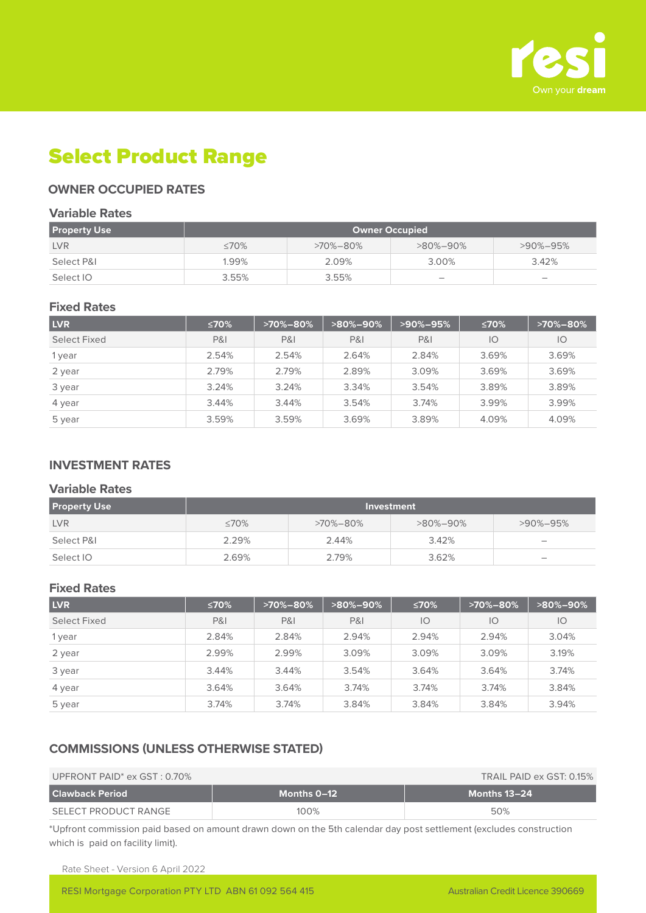# Select Product Range

## OWNER OCCUPIED RATES

### Variable Rates

| Property Use | Owner Occupied | | | |
|---|---|---|---|---|
| LVR | ≤70% | >70%–80% | >80%–90% | >90%–95% |
| Select P&I | 1.99% | 2.09% | 3.00% | 3.42% |
| Select IO | 3.55% | 3.55% | – | – |

### Fixed Rates

| LVR | ≤70% | >70%–80% | >80%–90% | >90%–95% | ≤70% | >70%–80% |
|---|---|---|---|---|---|---|
| Select Fixed | P&I | P&I | P&I | P&I | IO | IO |
| 1 year | 2.54% | 2.54% | 2.64% | 2.84% | 3.69% | 3.69% |
| 2 year | 2.79% | 2.79% | 2.89% | 3.09% | 3.69% | 3.69% |
| 3 year | 3.24% | 3.24% | 3.34% | 3.54% | 3.89% | 3.89% |
| 4 year | 3.44% | 3.44% | 3.54% | 3.74% | 3.99% | 3.99% |
| 5 year | 3.59% | 3.59% | 3.69% | 3.89% | 4.09% | 4.09% |

## INVESTMENT RATES

### Variable Rates

| Property Use | Investment | | | |
|---|---|---|---|---|
| LVR | ≤70% | >70%–80% | >80%–90% | >90%–95% |
| Select P&I | 2.29% | 2.44% | 3.42% | – |
| Select IO | 2.69% | 2.79% | 3.62% | – |

### Fixed Rates

| LVR | ≤70% | >70%–80% | >80%–90% | ≤70% | >70%–80% | >80%–90% |
|---|---|---|---|---|---|---|
| Select Fixed | P&I | P&I | P&I | IO | IO | IO |
| 1 year | 2.84% | 2.84% | 2.94% | 2.94% | 2.94% | 3.04% |
| 2 year | 2.99% | 2.99% | 3.09% | 3.09% | 3.09% | 3.19% |
| 3 year | 3.44% | 3.44% | 3.54% | 3.64% | 3.64% | 3.74% |
| 4 year | 3.64% | 3.64% | 3.74% | 3.74% | 3.74% | 3.84% |
| 5 year | 3.74% | 3.74% | 3.84% | 3.84% | 3.84% | 3.94% |

## COMMISSIONS (UNLESS OTHERWISE STATED)

UPFRONT PAID* ex GST : 0.70% TRAIL PAID ex GST: 0.15%

| Clawback Period | Months 0–12 | Months 13–24 |
|---|---|---|
| SELECT PRODUCT RANGE | 100% | 50% |

*Upfront commission paid based on amount drawn down on the 5th calendar day post settlement (excludes construction which is paid on facility limit).

Rate Sheet - Version 6 April 2022

RESI Mortgage Corporation PTY LTD ABN 61 092 564 415 Australian Credit Licence 390669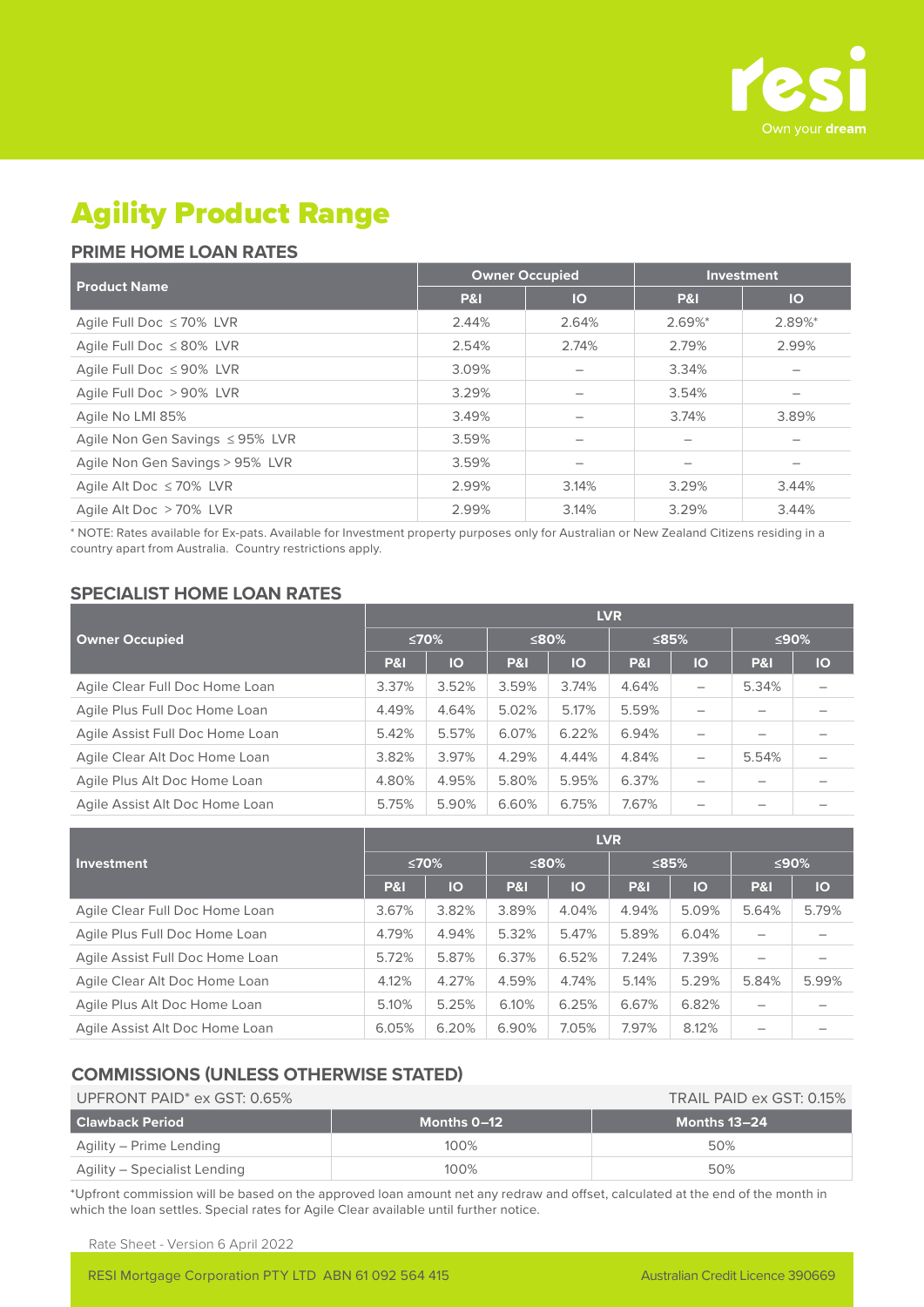resi
Own your **dream**

# Agility Product Range

## PRIME HOME LOAN RATES

| Product Name | Owner Occupied | | Investment | |
|---|---|---|---|---|
| | P&I | IO | P&I | IO |
| Agile Full Doc ≤ 70% LVR | 2.44% | 2.64% | 2.69%* | 2.89%* |
| Agile Full Doc ≤ 80% LVR | 2.54% | 2.74% | 2.79% | 2.99% |
| Agile Full Doc ≤ 90% LVR | 3.09% | – | 3.34% | – |
| Agile Full Doc > 90% LVR | 3.29% | – | 3.54% | – |
| Agile No LMI 85% | 3.49% | – | 3.74% | 3.89% |
| Agile Non Gen Savings ≤ 95% LVR | 3.59% | – | – | – |
| Agile Non Gen Savings > 95% LVR | 3.59% | – | – | – |
| Agile Alt Doc ≤ 70% LVR | 2.99% | 3.14% | 3.29% | 3.44% |
| Agile Alt Doc > 70% LVR | 2.99% | 3.14% | 3.29% | 3.44% |

* NOTE: Rates available for Ex-pats. Available for Investment property purposes only for Australian or New Zealand Citizens residing in a country apart from Australia. Country restrictions apply.

## SPECIALIST HOME LOAN RATES

| Owner Occupied | LVR | | | | | | | |
|---|---|---|---|---|---|---|---|---|
| | ≤70% | | ≤80% | | ≤85% | | ≤90% | |
| | P&I | IO | P&I | IO | P&I | IO | P&I | IO |
| Agile Clear Full Doc Home Loan | 3.37% | 3.52% | 3.59% | 3.74% | 4.64% | – | 5.34% | – |
| Agile Plus Full Doc Home Loan | 4.49% | 4.64% | 5.02% | 5.17% | 5.59% | – | – | – |
| Agile Assist Full Doc Home Loan | 5.42% | 5.57% | 6.07% | 6.22% | 6.94% | – | – | – |
| Agile Clear Alt Doc Home Loan | 3.82% | 3.97% | 4.29% | 4.44% | 4.84% | – | 5.54% | – |
| Agile Plus Alt Doc Home Loan | 4.80% | 4.95% | 5.80% | 5.95% | 6.37% | – | – | – |
| Agile Assist Alt Doc Home Loan | 5.75% | 5.90% | 6.60% | 6.75% | 7.67% | – | – | – |

| Investment | LVR | | | | | | | |
|---|---|---|---|---|---|---|---|---|
| | ≤70% | | ≤80% | | ≤85% | | ≤90% | |
| | P&I | IO | P&I | IO | P&I | IO | P&I | IO |
| Agile Clear Full Doc Home Loan | 3.67% | 3.82% | 3.89% | 4.04% | 4.94% | 5.09% | 5.64% | 5.79% |
| Agile Plus Full Doc Home Loan | 4.79% | 4.94% | 5.32% | 5.47% | 5.89% | 6.04% | – | – |
| Agile Assist Full Doc Home Loan | 5.72% | 5.87% | 6.37% | 6.52% | 7.24% | 7.39% | – | – |
| Agile Clear Alt Doc Home Loan | 4.12% | 4.27% | 4.59% | 4.74% | 5.14% | 5.29% | 5.84% | 5.99% |
| Agile Plus Alt Doc Home Loan | 5.10% | 5.25% | 6.10% | 6.25% | 6.67% | 6.82% | – | – |
| Agile Assist Alt Doc Home Loan | 6.05% | 6.20% | 6.90% | 7.05% | 7.97% | 8.12% | – | – |

## COMMISSIONS (UNLESS OTHERWISE STATED)

UPFRONT PAID* ex GST: 0.65% TRAIL PAID ex GST: 0.15%

| Clawback Period | Months 0–12 | Months 13–24 |
|---|---|---|
| Agility – Prime Lending | 100% | 50% |
| Agility – Specialist Lending | 100% | 50% |

*Upfront commission will be based on the approved loan amount net any redraw and offset, calculated at the end of the month in which the loan settles. Special rates for Agile Clear available until further notice.

Rate Sheet - Version 6 April 2022

RESI Mortgage Corporation PTY LTD ABN 61 092 564 415 Australian Credit Licence 390669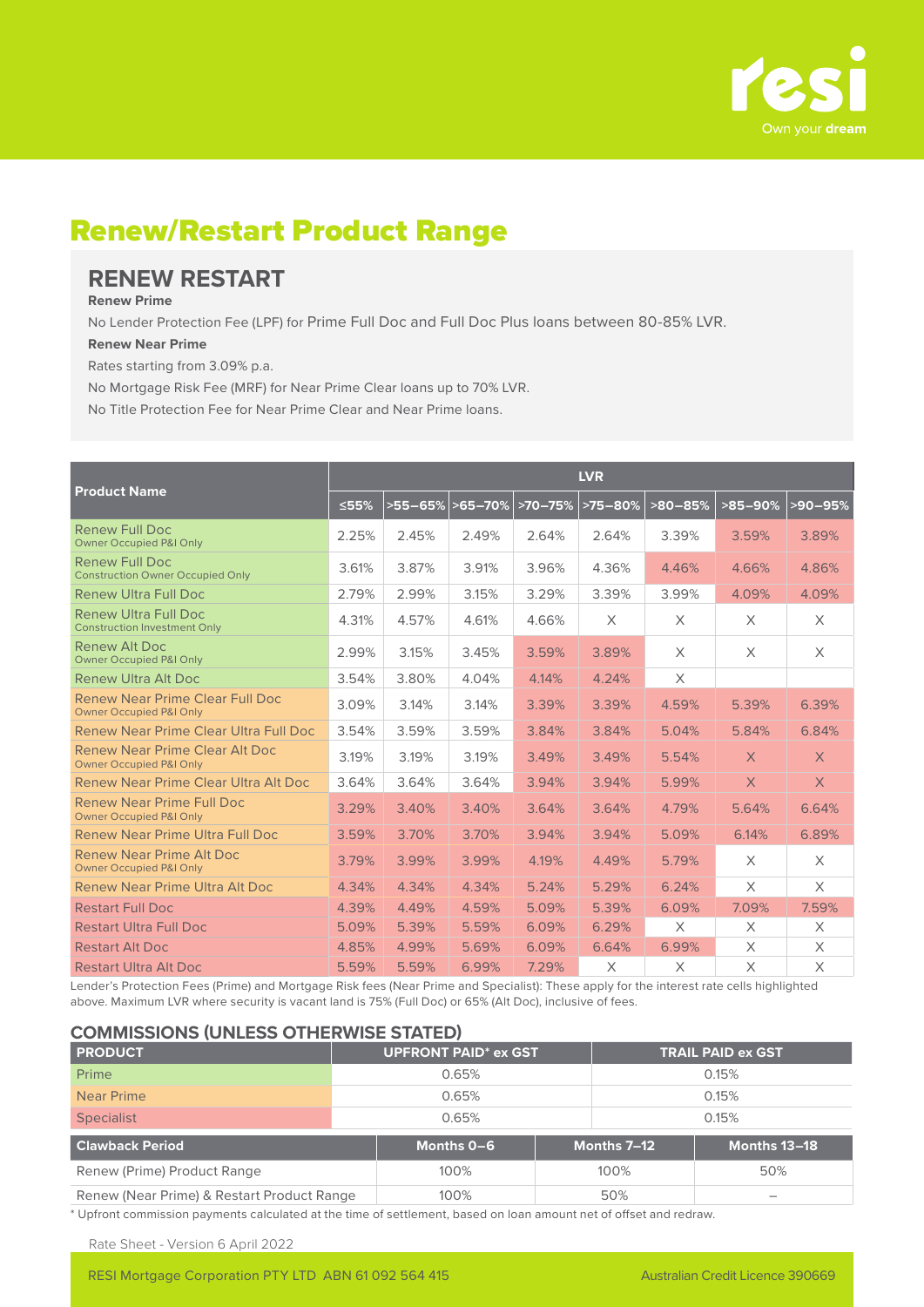# Renew/Restart Product Range

## RENEW RESTART

**Renew Prime**

No Lender Protection Fee (LPF) for Prime Full Doc and Full Doc Plus loans between 80-85% LVR.

**Renew Near Prime**

Rates starting from 3.09% p.a.

No Mortgage Risk Fee (MRF) for Near Prime Clear loans up to 70% LVR.

No Title Protection Fee for Near Prime Clear and Near Prime loans.

| Product Name | LVR | | | | | | | |
|---|---|---|---|---|---|---|---|---|
| | ≤55% | >55–65% | >65–70% | >70–75% | >75–80% | >80–85% | >85–90% | >90–95% |
| Renew Full Doc<br>Owner Occupied P&I Only | 2.25% | 2.45% | 2.49% | 2.64% | 2.64% | 3.39% | 3.59% | 3.89% |
| Renew Full Doc<br>Construction Owner Occupied Only | 3.61% | 3.87% | 3.91% | 3.96% | 4.36% | 4.46% | 4.66% | 4.86% |
| Renew Ultra Full Doc | 2.79% | 2.99% | 3.15% | 3.29% | 3.39% | 3.99% | 4.09% | 4.09% |
| Renew Ultra Full Doc<br>Construction Investment Only | 4.31% | 4.57% | 4.61% | 4.66% | X | X | X | X |
| Renew Alt Doc<br>Owner Occupied P&I Only | 2.99% | 3.15% | 3.45% | 3.59% | 3.89% | X | X | X |
| Renew Ultra Alt Doc | 3.54% | 3.80% | 4.04% | 4.14% | 4.24% | X | | |
| Renew Near Prime Clear Full Doc<br>Owner Occupied P&I Only | 3.09% | 3.14% | 3.14% | 3.39% | 3.39% | 4.59% | 5.39% | 6.39% |
| Renew Near Prime Clear Ultra Full Doc | 3.54% | 3.59% | 3.59% | 3.84% | 3.84% | 5.04% | 5.84% | 6.84% |
| Renew Near Prime Clear Alt Doc<br>Owner Occupied P&I Only | 3.19% | 3.19% | 3.19% | 3.49% | 3.49% | 5.54% | X | X |
| Renew Near Prime Clear Ultra Alt Doc | 3.64% | 3.64% | 3.64% | 3.94% | 3.94% | 5.99% | X | X |
| Renew Near Prime Full Doc<br>Owner Occupied P&I Only | 3.29% | 3.40% | 3.40% | 3.64% | 3.64% | 4.79% | 5.64% | 6.64% |
| Renew Near Prime Ultra Full Doc | 3.59% | 3.70% | 3.70% | 3.94% | 3.94% | 5.09% | 6.14% | 6.89% |
| Renew Near Prime Alt Doc<br>Owner Occupied P&I Only | 3.79% | 3.99% | 3.99% | 4.19% | 4.49% | 5.79% | X | X |
| Renew Near Prime Ultra Alt Doc | 4.34% | 4.34% | 4.34% | 5.24% | 5.29% | 6.24% | X | X |
| Restart Full Doc | 4.39% | 4.49% | 4.59% | 5.09% | 5.39% | 6.09% | 7.09% | 7.59% |
| Restart Ultra Full Doc | 5.09% | 5.39% | 5.59% | 6.09% | 6.29% | X | X | X |
| Restart Alt Doc | 4.85% | 4.99% | 5.69% | 6.09% | 6.64% | 6.99% | X | X |
| Restart Ultra Alt Doc | 5.59% | 5.59% | 6.99% | 7.29% | X | X | X | X |

Lender's Protection Fees (Prime) and Mortgage Risk fees (Near Prime and Specialist): These apply for the interest rate cells highlighted above. Maximum LVR where security is vacant land is 75% (Full Doc) or 65% (Alt Doc), inclusive of fees.

## COMMISSIONS (UNLESS OTHERWISE STATED)

| PRODUCT | UPFRONT PAID* ex GST | TRAIL PAID ex GST |
|---|---|---|
| Prime | 0.65% | 0.15% |
| Near Prime | 0.65% | 0.15% |
| Specialist | 0.65% | 0.15% |

| Clawback Period | Months 0–6 | Months 7–12 | Months 13–18 |
|---|---|---|---|
| Renew (Prime) Product Range | 100% | 100% | 50% |
| Renew (Near Prime) & Restart Product Range | 100% | 50% | – |

* Upfront commission payments calculated at the time of settlement, based on loan amount net of offset and redraw.

Rate Sheet - Version 6 April 2022

RESI Mortgage Corporation PTY LTD ABN 61 092 564 415 | Australian Credit Licence 390669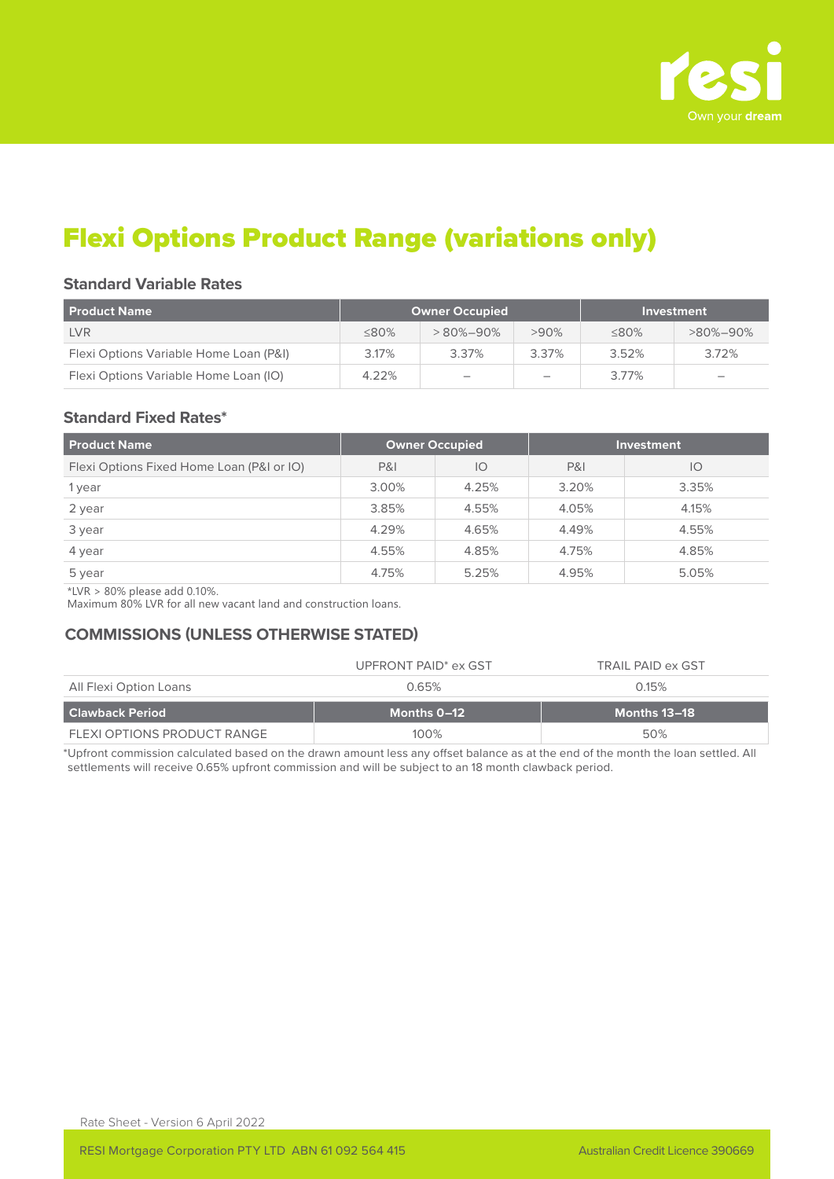# Flexi Options Product Range (variations only)

### Standard Variable Rates

| Product Name | Owner Occupied | | | Investment | |
|---|---|---|---|---|---|
| LVR | ≤80% | > 80%–90% | >90% | ≤80% | >80%–90% |
| Flexi Options Variable Home Loan (P&I) | 3.17% | 3.37% | 3.37% | 3.52% | 3.72% |
| Flexi Options Variable Home Loan (IO) | 4.22% | – | – | 3.77% | – |

### Standard Fixed Rates*

| Product Name | Owner Occupied | | Investment | |
|---|---|---|---|---|
| Flexi Options Fixed Home Loan (P&I or IO) | P&I | IO | P&I | IO |
| 1 year | 3.00% | 4.25% | 3.20% | 3.35% |
| 2 year | 3.85% | 4.55% | 4.05% | 4.15% |
| 3 year | 4.29% | 4.65% | 4.49% | 4.55% |
| 4 year | 4.55% | 4.85% | 4.75% | 4.85% |
| 5 year | 4.75% | 5.25% | 4.95% | 5.05% |

*LVR > 80% please add 0.10%.
Maximum 80% LVR for all new vacant land and construction loans.

### COMMISSIONS (UNLESS OTHERWISE STATED)

| | UPFRONT PAID* ex GST | TRAIL PAID ex GST |
|---|---|---|
| All Flexi Option Loans | 0.65% | 0.15% |

| Clawback Period | Months 0–12 | Months 13–18 |
|---|---|---|
| FLEXI OPTIONS PRODUCT RANGE | 100% | 50% |

*Upfront commission calculated based on the drawn amount less any offset balance as at the end of the month the loan settled. All settlements will receive 0.65% upfront commission and will be subject to an 18 month clawback period.

Rate Sheet - Version 6 April 2022

RESI Mortgage Corporation PTY LTD ABN 61 092 564 415 Australian Credit Licence 390669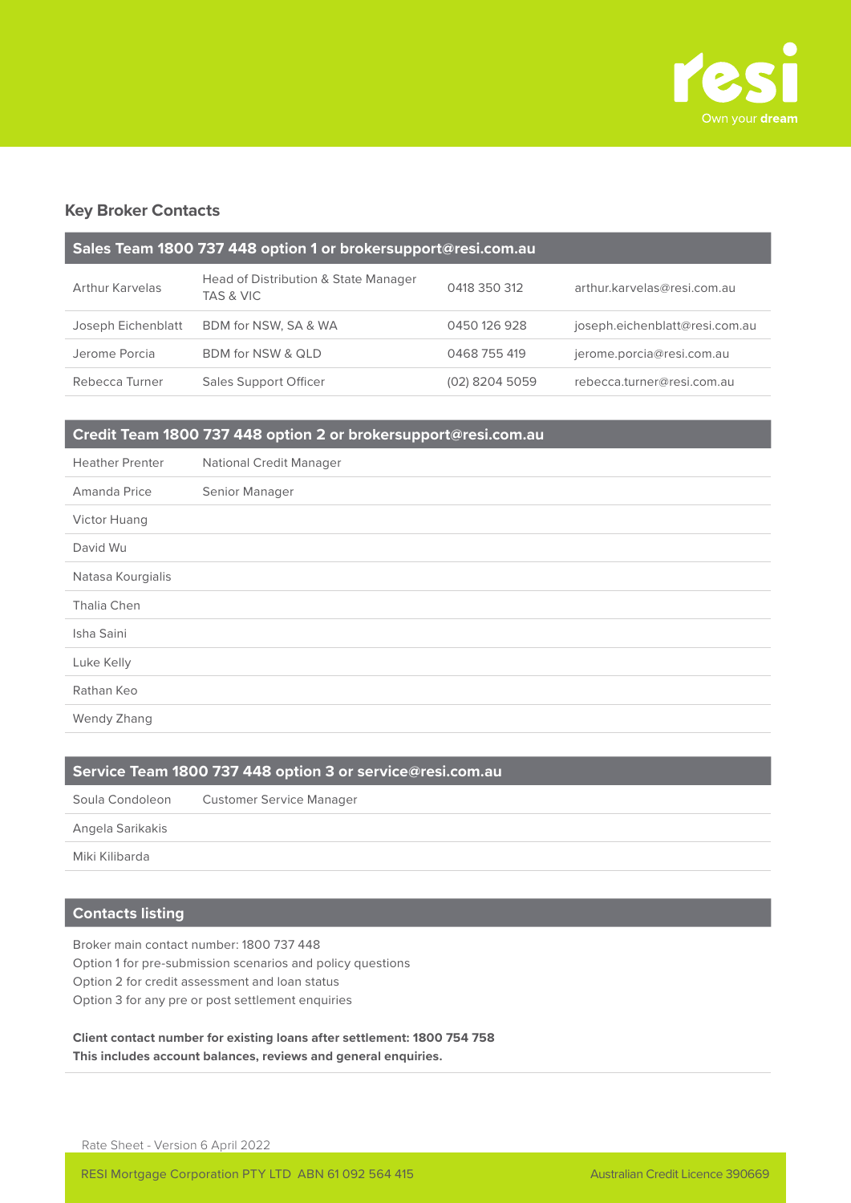## Key Broker Contacts

| Sales Team 1800 737 448 option 1 or brokersupport@resi.com.au | | | |
|---|---|---|---|
| Arthur Karvelas | Head of Distribution & State Manager TAS & VIC | 0418 350 312 | arthur.karvelas@resi.com.au |
| Joseph Eichenblatt | BDM for NSW, SA & WA | 0450 126 928 | joseph.eichenblatt@resi.com.au |
| Jerome Porcia | BDM for NSW & QLD | 0468 755 419 | jerome.porcia@resi.com.au |
| Rebecca Turner | Sales Support Officer | (02) 8204 5059 | rebecca.turner@resi.com.au |

| Credit Team 1800 737 448 option 2 or brokersupport@resi.com.au | |
|---|---|
| Heather Prenter | National Credit Manager |
| Amanda Price | Senior Manager |
| Victor Huang | |
| David Wu | |
| Natasa Kourgialis | |
| Thalia Chen | |
| Isha Saini | |
| Luke Kelly | |
| Rathan Keo | |
| Wendy Zhang | |

| Service Team 1800 737 448 option 3 or service@resi.com.au | |
|---|---|
| Soula Condoleon | Customer Service Manager |
| Angela Sarikakis | |
| Miki Kilibarda | |

### Contacts listing

Broker main contact number: 1800 737 448
Option 1 for pre-submission scenarios and policy questions
Option 2 for credit assessment and loan status
Option 3 for any pre or post settlement enquiries

**Client contact number for existing loans after settlement: 1800 754 758**
**This includes account balances, reviews and general enquiries.**

Rate Sheet - Version 6 April 2022

RESI Mortgage Corporation PTY LTD ABN 61 092 564 415 Australian Credit Licence 390669